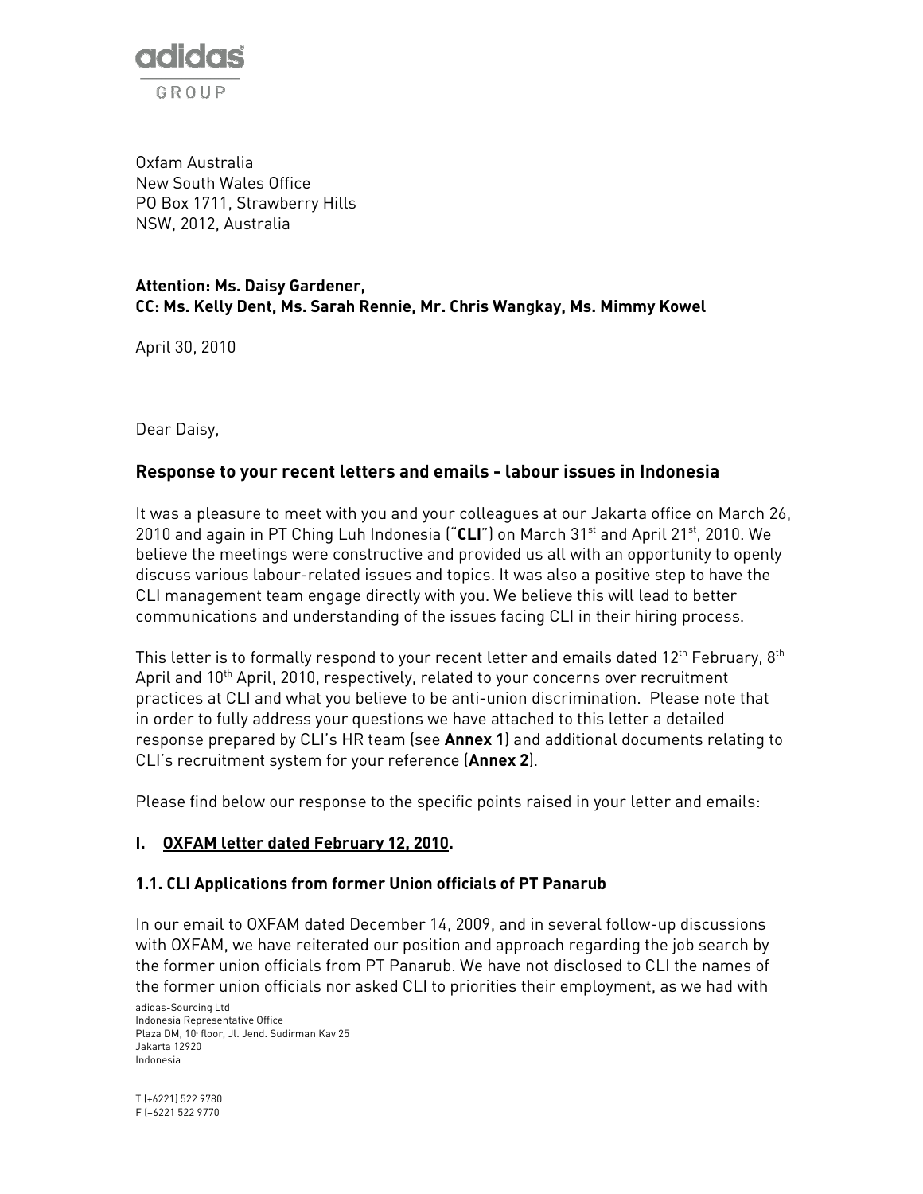adidas GROUP

Oxfam Australia
New South Wales Office
PO Box 1711, Strawberry Hills
NSW, 2012, Australia

**Attention: Ms. Daisy Gardener,**
**CC: Ms. Kelly Dent, Ms. Sarah Rennie, Mr. Chris Wangkay, Ms. Mimmy Kowel**

April 30, 2010

Dear Daisy,

## Response to your recent letters and emails - labour issues in Indonesia

It was a pleasure to meet with you and your colleagues at our Jakarta office on March 26, 2010 and again in PT Ching Luh Indonesia ("**CLI**") on March 31st and April 21st, 2010. We believe the meetings were constructive and provided us all with an opportunity to openly discuss various labour-related issues and topics. It was also a positive step to have the CLI management team engage directly with you. We believe this will lead to better communications and understanding of the issues facing CLI in their hiring process.

This letter is to formally respond to your recent letter and emails dated 12th February, 8th April and 10th April, 2010, respectively, related to your concerns over recruitment practices at CLI and what you believe to be anti-union discrimination. Please note that in order to fully address your questions we have attached to this letter a detailed response prepared by CLI's HR team (see **Annex 1**) and additional documents relating to CLI's recruitment system for your reference (**Annex 2**).

Please find below our response to the specific points raised in your letter and emails:

### I. OXFAM letter dated February 12, 2010.

### 1.1. CLI Applications from former Union officials of PT Panarub

In our email to OXFAM dated December 14, 2009, and in several follow-up discussions with OXFAM, we have reiterated our position and approach regarding the job search by the former union officials from PT Panarub. We have not disclosed to CLI the names of the former union officials nor asked CLI to priorities their employment, as we had with

adidas-Sourcing Ltd
Indonesia Representative Office
Plaza DM, 10 floor, Jl. Jend. Sudirman Kav 25
Jakarta 12920
Indonesia

T (+6221) 522 9780
F (+6221 522 9770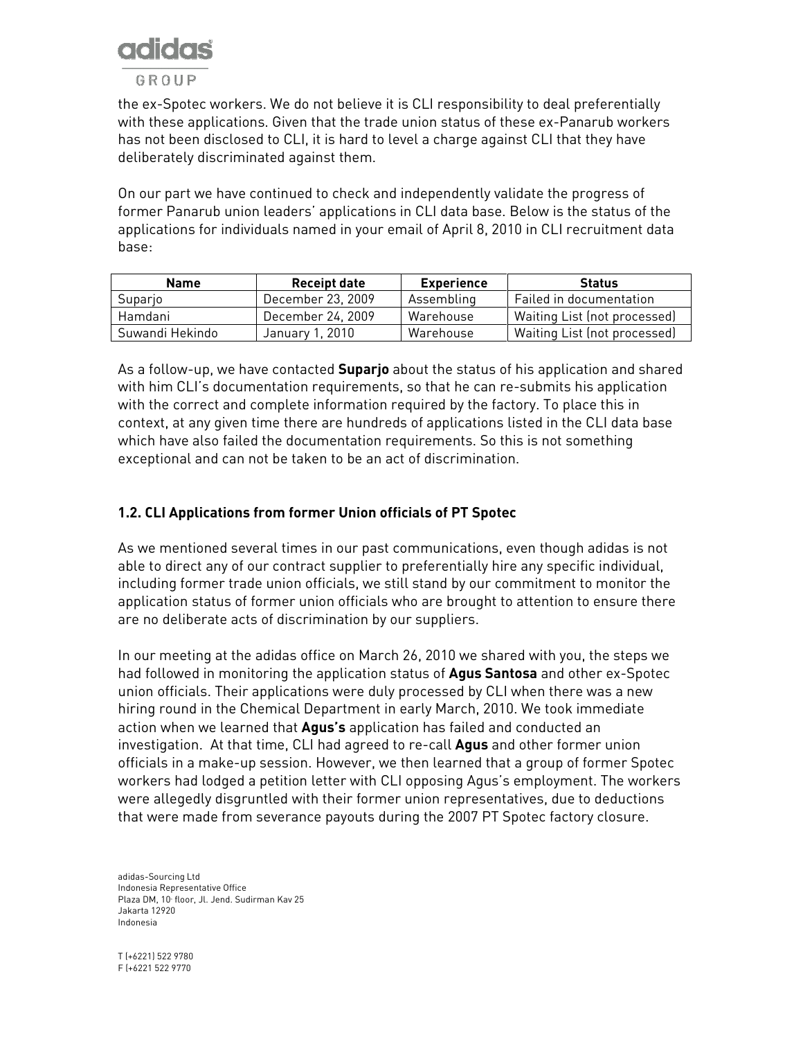the ex-Spotec workers. We do not believe it is CLI responsibility to deal preferentially with these applications. Given that the trade union status of these ex-Panarub workers has not been disclosed to CLI, it is hard to level a charge against CLI that they have deliberately discriminated against them.

On our part we have continued to check and independently validate the progress of former Panarub union leaders' applications in CLI data base. Below is the status of the applications for individuals named in your email of April 8, 2010 in CLI recruitment data base:

| Name | Receipt date | Experience | Status |
|---|---|---|---|
| Suparjo | December 23, 2009 | Assembling | Failed in documentation |
| Hamdani | December 24, 2009 | Warehouse | Waiting List (not processed) |
| Suwandi Hekindo | January 1, 2010 | Warehouse | Waiting List (not processed) |

As a follow-up, we have contacted **Suparjo** about the status of his application and shared with him CLI's documentation requirements, so that he can re-submits his application with the correct and complete information required by the factory. To place this in context, at any given time there are hundreds of applications listed in the CLI data base which have also failed the documentation requirements. So this is not something exceptional and can not be taken to be an act of discrimination.

### 1.2. CLI Applications from former Union officials of PT Spotec

As we mentioned several times in our past communications, even though adidas is not able to direct any of our contract supplier to preferentially hire any specific individual, including former trade union officials, we still stand by our commitment to monitor the application status of former union officials who are brought to attention to ensure there are no deliberate acts of discrimination by our suppliers.

In our meeting at the adidas office on March 26, 2010 we shared with you, the steps we had followed in monitoring the application status of **Agus Santosa** and other ex-Spotec union officials. Their applications were duly processed by CLI when there was a new hiring round in the Chemical Department in early March, 2010. We took immediate action when we learned that **Agus's** application has failed and conducted an investigation. At that time, CLI had agreed to re-call **Agus** and other former union officials in a make-up session. However, we then learned that a group of former Spotec workers had lodged a petition letter with CLI opposing Agus's employment. The workers were allegedly disgruntled with their former union representatives, due to deductions that were made from severance payouts during the 2007 PT Spotec factory closure.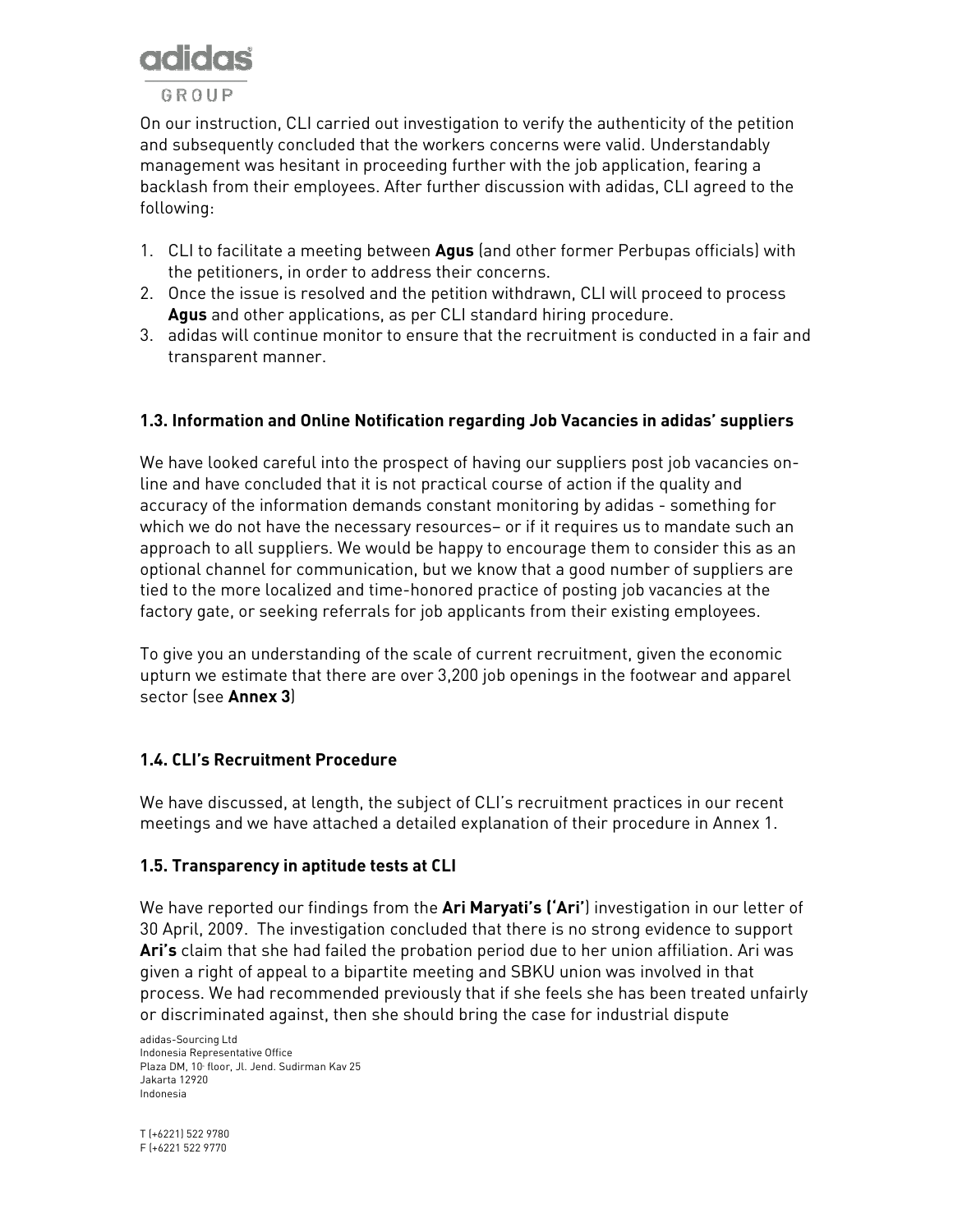On our instruction, CLI carried out investigation to verify the authenticity of the petition and subsequently concluded that the workers concerns were valid. Understandably management was hesitant in proceeding further with the job application, fearing a backlash from their employees. After further discussion with adidas, CLI agreed to the following:

1. CLI to facilitate a meeting between **Agus** (and other former Perbupas officials) with the petitioners, in order to address their concerns.
2. Once the issue is resolved and the petition withdrawn, CLI will proceed to process **Agus** and other applications, as per CLI standard hiring procedure.
3. adidas will continue monitor to ensure that the recruitment is conducted in a fair and transparent manner.

### 1.3. Information and Online Notification regarding Job Vacancies in adidas' suppliers

We have looked careful into the prospect of having our suppliers post job vacancies on-line and have concluded that it is not practical course of action if the quality and accuracy of the information demands constant monitoring by adidas - something for which we do not have the necessary resources– or if it requires us to mandate such an approach to all suppliers. We would be happy to encourage them to consider this as an optional channel for communication, but we know that a good number of suppliers are tied to the more localized and time-honored practice of posting job vacancies at the factory gate, or seeking referrals for job applicants from their existing employees.

To give you an understanding of the scale of current recruitment, given the economic upturn we estimate that there are over 3,200 job openings in the footwear and apparel sector (see **Annex 3**)

### 1.4. CLI's Recruitment Procedure

We have discussed, at length, the subject of CLI's recruitment practices in our recent meetings and we have attached a detailed explanation of their procedure in Annex 1.

### 1.5. Transparency in aptitude tests at CLI

We have reported our findings from the **Ari Maryati's ('Ari'**) investigation in our letter of 30 April, 2009. The investigation concluded that there is no strong evidence to support **Ari's** claim that she had failed the probation period due to her union affiliation. Ari was given a right of appeal to a bipartite meeting and SBKU union was involved in that process. We had recommended previously that if she feels she has been treated unfairly or discriminated against, then she should bring the case for industrial dispute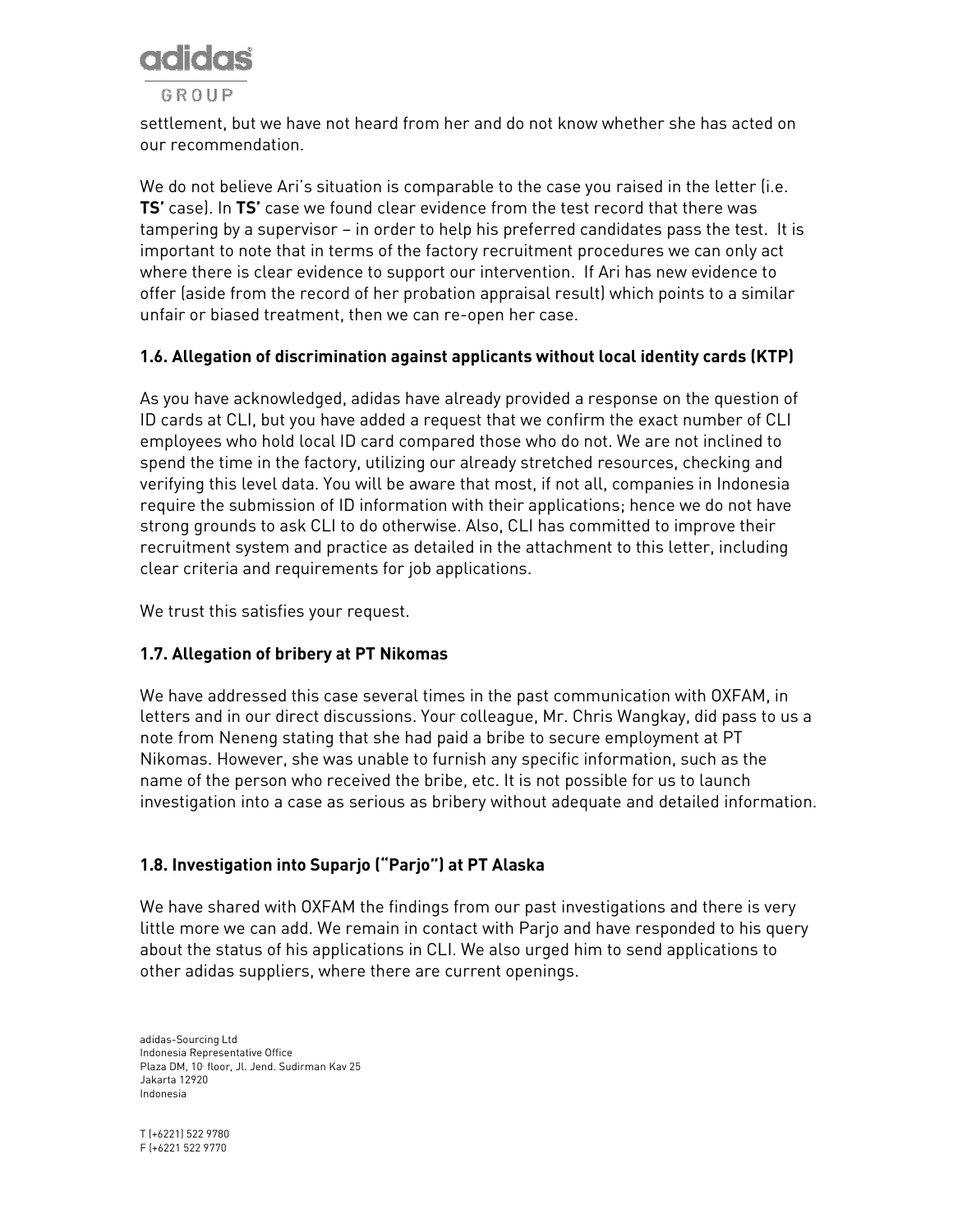settlement, but we have not heard from her and do not know whether she has acted on our recommendation.

We do not believe Ari's situation is comparable to the case you raised in the letter (i.e. **TS'** case). In **TS'** case we found clear evidence from the test record that there was tampering by a supervisor – in order to help his preferred candidates pass the test. It is important to note that in terms of the factory recruitment procedures we can only act where there is clear evidence to support our intervention. If Ari has new evidence to offer (aside from the record of her probation appraisal result) which points to a similar unfair or biased treatment, then we can re-open her case.

### 1.6. Allegation of discrimination against applicants without local identity cards (KTP)

As you have acknowledged, adidas have already provided a response on the question of ID cards at CLI, but you have added a request that we confirm the exact number of CLI employees who hold local ID card compared those who do not. We are not inclined to spend the time in the factory, utilizing our already stretched resources, checking and verifying this level data. You will be aware that most, if not all, companies in Indonesia require the submission of ID information with their applications; hence we do not have strong grounds to ask CLI to do otherwise. Also, CLI has committed to improve their recruitment system and practice as detailed in the attachment to this letter, including clear criteria and requirements for job applications.

We trust this satisfies your request.

### 1.7. Allegation of bribery at PT Nikomas

We have addressed this case several times in the past communication with OXFAM, in letters and in our direct discussions. Your colleague, Mr. Chris Wangkay, did pass to us a note from Neneng stating that she had paid a bribe to secure employment at PT Nikomas. However, she was unable to furnish any specific information, such as the name of the person who received the bribe, etc. It is not possible for us to launch investigation into a case as serious as bribery without adequate and detailed information.

### 1.8. Investigation into Suparjo ("Parjo") at PT Alaska

We have shared with OXFAM the findings from our past investigations and there is very little more we can add. We remain in contact with Parjo and have responded to his query about the status of his applications in CLI. We also urged him to send applications to other adidas suppliers, where there are current openings.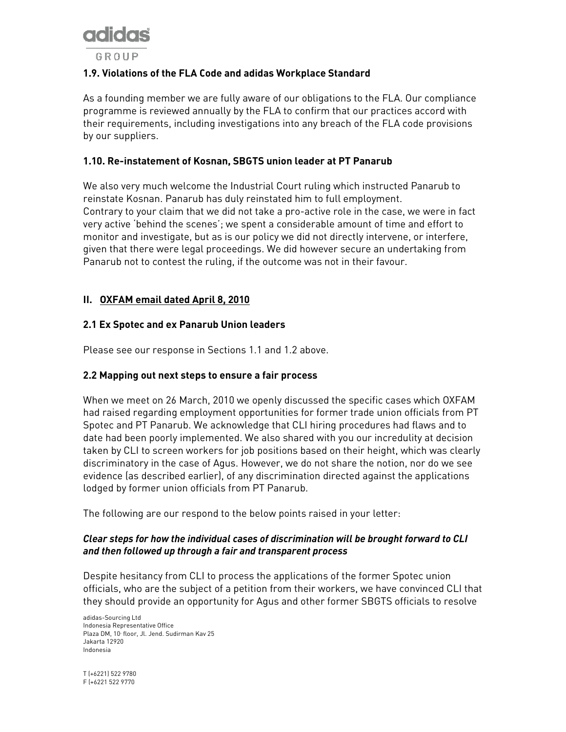### 1.9. Violations of the FLA Code and adidas Workplace Standard

As a founding member we are fully aware of our obligations to the FLA. Our compliance programme is reviewed annually by the FLA to confirm that our practices accord with their requirements, including investigations into any breach of the FLA code provisions by our suppliers.

### 1.10. Re-instatement of Kosnan, SBGTS union leader at PT Panarub

We also very much welcome the Industrial Court ruling which instructed Panarub to reinstate Kosnan. Panarub has duly reinstated him to full employment.
Contrary to your claim that we did not take a pro-active role in the case, we were in fact very active 'behind the scenes'; we spent a considerable amount of time and effort to monitor and investigate, but as is our policy we did not directly intervene, or interfere, given that there were legal proceedings. We did however secure an undertaking from Panarub not to contest the ruling, if the outcome was not in their favour.

## II. OXFAM email dated April 8, 2010

### 2.1 Ex Spotec and ex Panarub Union leaders

Please see our response in Sections 1.1 and 1.2 above.

### 2.2 Mapping out next steps to ensure a fair process

When we meet on 26 March, 2010 we openly discussed the specific cases which OXFAM had raised regarding employment opportunities for former trade union officials from PT Spotec and PT Panarub. We acknowledge that CLI hiring procedures had flaws and to date had been poorly implemented. We also shared with you our incredulity at decision taken by CLI to screen workers for job positions based on their height, which was clearly discriminatory in the case of Agus. However, we do not share the notion, nor do we see evidence (as described earlier), of any discrimination directed against the applications lodged by former union officials from PT Panarub.

The following are our respond to the below points raised in your letter:

***Clear steps for how the individual cases of discrimination will be brought forward to CLI and then followed up through a fair and transparent process***

Despite hesitancy from CLI to process the applications of the former Spotec union officials, who are the subject of a petition from their workers, we have convinced CLI that they should provide an opportunity for Agus and other former SBGTS officials to resolve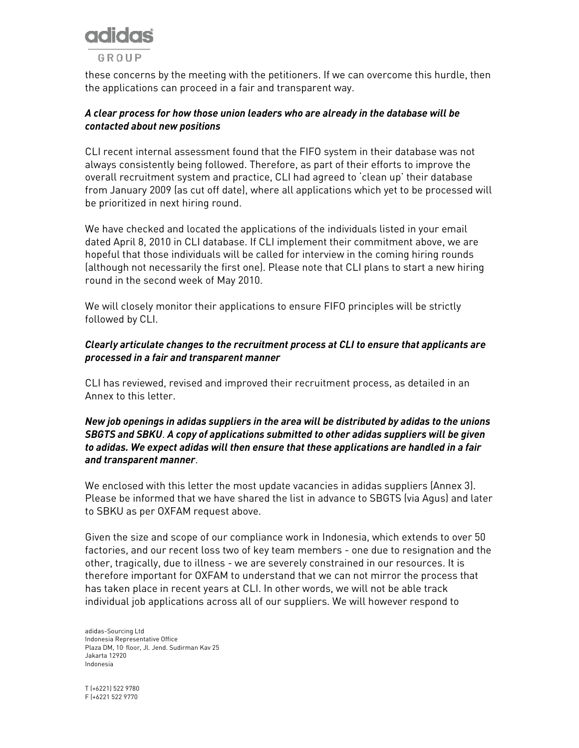these concerns by the meeting with the petitioners. If we can overcome this hurdle, then the applications can proceed in a fair and transparent way.

***A clear process for how those union leaders who are already in the database will be contacted about new positions***

CLI recent internal assessment found that the FIFO system in their database was not always consistently being followed. Therefore, as part of their efforts to improve the overall recruitment system and practice, CLI had agreed to 'clean up' their database from January 2009 (as cut off date), where all applications which yet to be processed will be prioritized in next hiring round.

We have checked and located the applications of the individuals listed in your email dated April 8, 2010 in CLI database. If CLI implement their commitment above, we are hopeful that those individuals will be called for interview in the coming hiring rounds (although not necessarily the first one). Please note that CLI plans to start a new hiring round in the second week of May 2010.

We will closely monitor their applications to ensure FIFO principles will be strictly followed by CLI.

***Clearly articulate changes to the recruitment process at CLI to ensure that applicants are processed in a fair and transparent manner***

CLI has reviewed, revised and improved their recruitment process, as detailed in an Annex to this letter.

***New job openings in adidas suppliers in the area will be distributed by adidas to the unions SBGTS and SBKU**. **A copy of applications submitted to other adidas suppliers will be given to adidas. We expect adidas will then ensure that these applications are handled in a fair and transparent manner***.

We enclosed with this letter the most update vacancies in adidas suppliers (Annex 3). Please be informed that we have shared the list in advance to SBGTS (via Agus) and later to SBKU as per OXFAM request above.

Given the size and scope of our compliance work in Indonesia, which extends to over 50 factories, and our recent loss two of key team members - one due to resignation and the other, tragically, due to illness - we are severely constrained in our resources. It is therefore important for OXFAM to understand that we can not mirror the process that has taken place in recent years at CLI. In other words, we will not be able track individual job applications across all of our suppliers. We will however respond to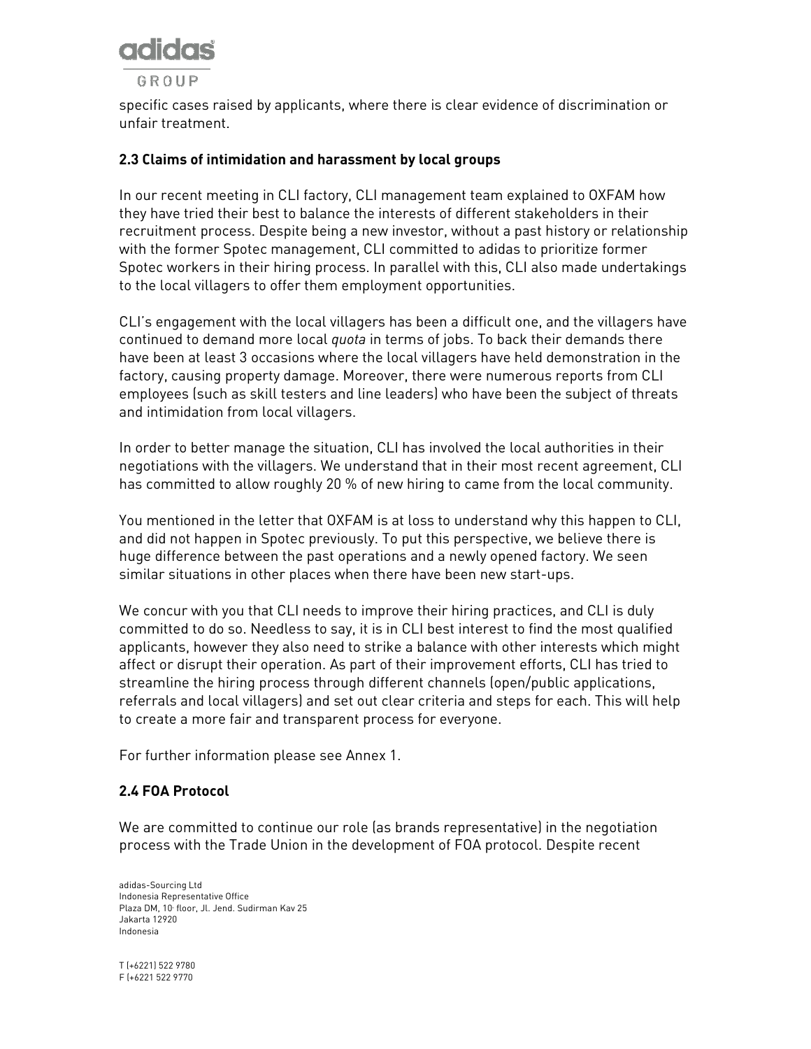specific cases raised by applicants, where there is clear evidence of discrimination or unfair treatment.

### 2.3 Claims of intimidation and harassment by local groups

In our recent meeting in CLI factory, CLI management team explained to OXFAM how they have tried their best to balance the interests of different stakeholders in their recruitment process. Despite being a new investor, without a past history or relationship with the former Spotec management, CLI committed to adidas to prioritize former Spotec workers in their hiring process. In parallel with this, CLI also made undertakings to the local villagers to offer them employment opportunities.

CLI's engagement with the local villagers has been a difficult one, and the villagers have continued to demand more local *quota* in terms of jobs. To back their demands there have been at least 3 occasions where the local villagers have held demonstration in the factory, causing property damage. Moreover, there were numerous reports from CLI employees (such as skill testers and line leaders) who have been the subject of threats and intimidation from local villagers.

In order to better manage the situation, CLI has involved the local authorities in their negotiations with the villagers. We understand that in their most recent agreement, CLI has committed to allow roughly 20 % of new hiring to came from the local community.

You mentioned in the letter that OXFAM is at loss to understand why this happen to CLI, and did not happen in Spotec previously. To put this perspective, we believe there is huge difference between the past operations and a newly opened factory. We seen similar situations in other places when there have been new start-ups.

We concur with you that CLI needs to improve their hiring practices, and CLI is duly committed to do so. Needless to say, it is in CLI best interest to find the most qualified applicants, however they also need to strike a balance with other interests which might affect or disrupt their operation. As part of their improvement efforts, CLI has tried to streamline the hiring process through different channels (open/public applications, referrals and local villagers) and set out clear criteria and steps for each. This will help to create a more fair and transparent process for everyone.

For further information please see Annex 1.

### 2.4 FOA Protocol

We are committed to continue our role (as brands representative) in the negotiation process with the Trade Union in the development of FOA protocol. Despite recent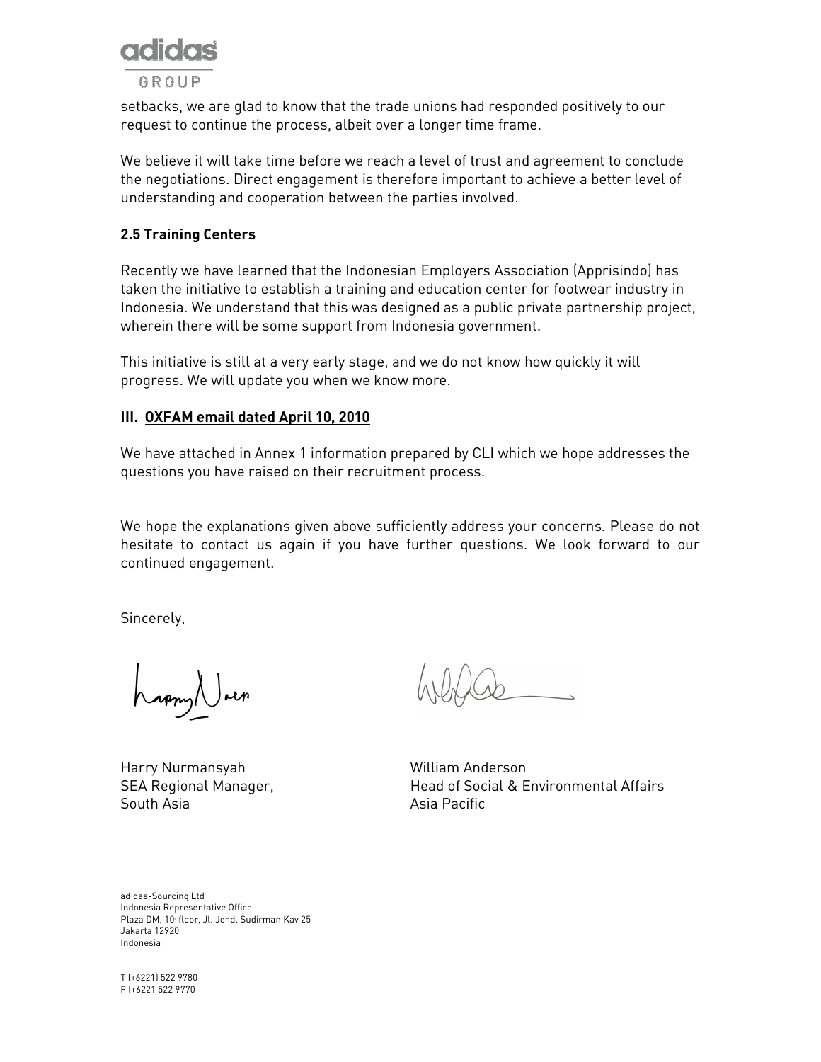setbacks, we are glad to know that the trade unions had responded positively to our request to continue the process, albeit over a longer time frame.

We believe it will take time before we reach a level of trust and agreement to conclude the negotiations. Direct engagement is therefore important to achieve a better level of understanding and cooperation between the parties involved.

**2.5 Training Centers**

Recently we have learned that the Indonesian Employers Association (Apprisindo) has taken the initiative to establish a training and education center for footwear industry in Indonesia. We understand that this was designed as a public private partnership project, wherein there will be some support from Indonesia government.

This initiative is still at a very early stage, and we do not know how quickly it will progress. We will update you when we know more.

**III. OXFAM email dated April 10, 2010**

We have attached in Annex 1 information prepared by CLI which we hope addresses the questions you have raised on their recruitment process.

We hope the explanations given above sufficiently address your concerns. Please do not hesitate to contact us again if you have further questions. We look forward to our continued engagement.

Sincerely,

Harry Nurmansyah
SEA Regional Manager,
South Asia

William Anderson
Head of Social & Environmental Affairs
Asia Pacific

adidas-Sourcing Ltd
Indonesia Representative Office
Plaza DM, 10 floor, Jl. Jend. Sudirman Kav 25
Jakarta 12920
Indonesia

T (+6221) 522 9780
F (+6221 522 9770